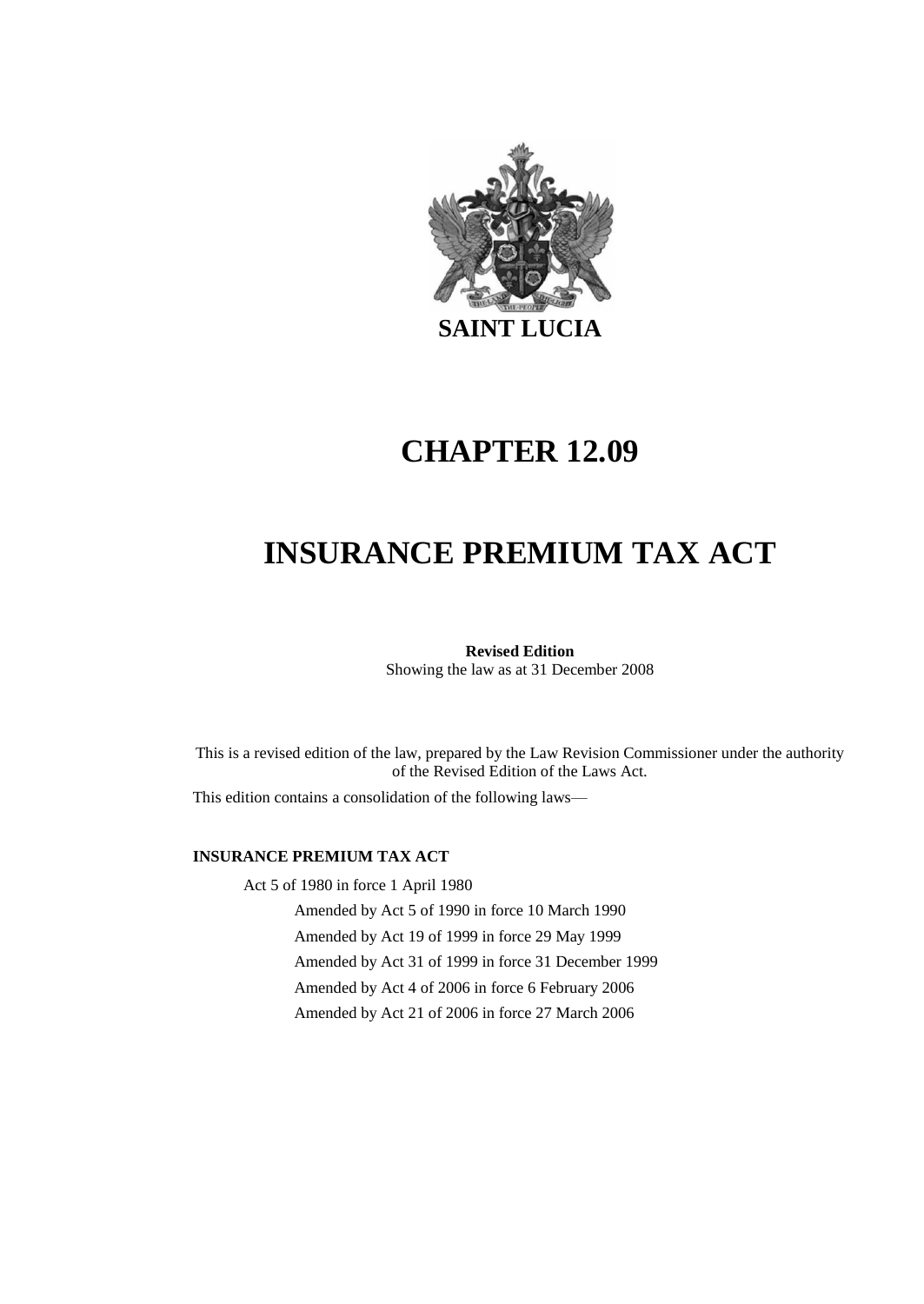**SAINT LUCIA**

# CHAPTER 12.09

# INSURANCE PREMIUM TAX ACT

**Revised Edition**
Showing the law as at 31 December 2008

This is a revised edition of the law, prepared by the Law Revision Commissioner under the authority of the Revised Edition of the Laws Act.

This edition contains a consolidation of the following laws—

**INSURANCE PREMIUM TAX ACT**

Act 5 of 1980 in force 1 April 1980

Amended by Act 5 of 1990 in force 10 March 1990

Amended by Act 19 of 1999 in force 29 May 1999

Amended by Act 31 of 1999 in force 31 December 1999

Amended by Act 4 of 2006 in force 6 February 2006

Amended by Act 21 of 2006 in force 27 March 2006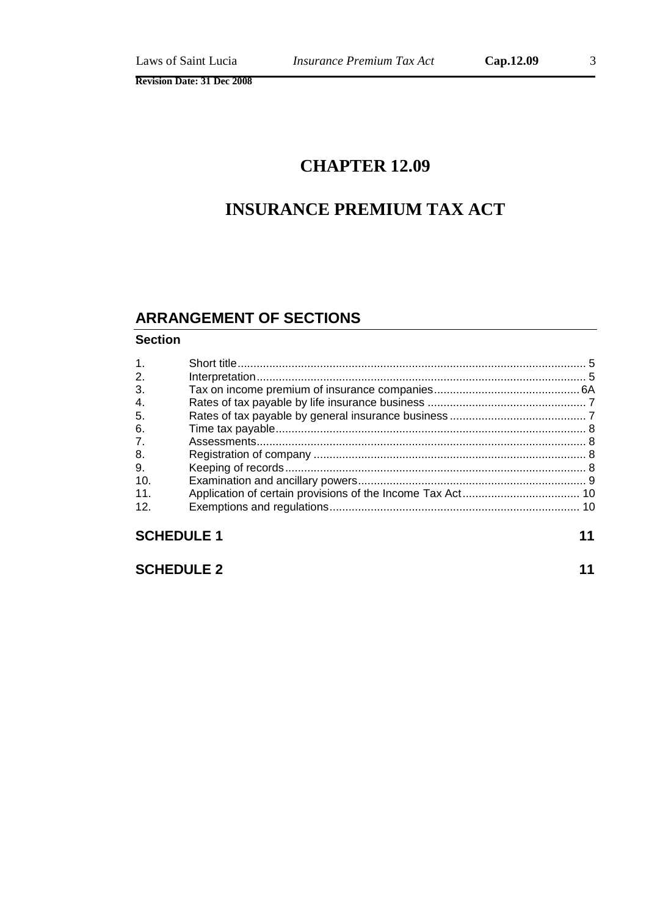# CHAPTER 12.09

# INSURANCE PREMIUM TAX ACT

## ARRANGEMENT OF SECTIONS

**Section**

| | | |
|---|---|---|
| 1. | Short title | 5 |
| 2. | Interpretation | 5 |
| 3. | Tax on income premium of insurance companies | 6A |
| 4. | Rates of tax payable by life insurance business | 7 |
| 5. | Rates of tax payable by general insurance business | 7 |
| 6. | Time tax payable | 8 |
| 7. | Assessments | 8 |
| 8. | Registration of company | 8 |
| 9. | Keeping of records | 8 |
| 10. | Examination and ancillary powers | 9 |
| 11. | Application of certain provisions of the Income Tax Act | 10 |
| 12. | Exemptions and regulations | 10 |

**SCHEDULE 1** — 11

**SCHEDULE 2** — 11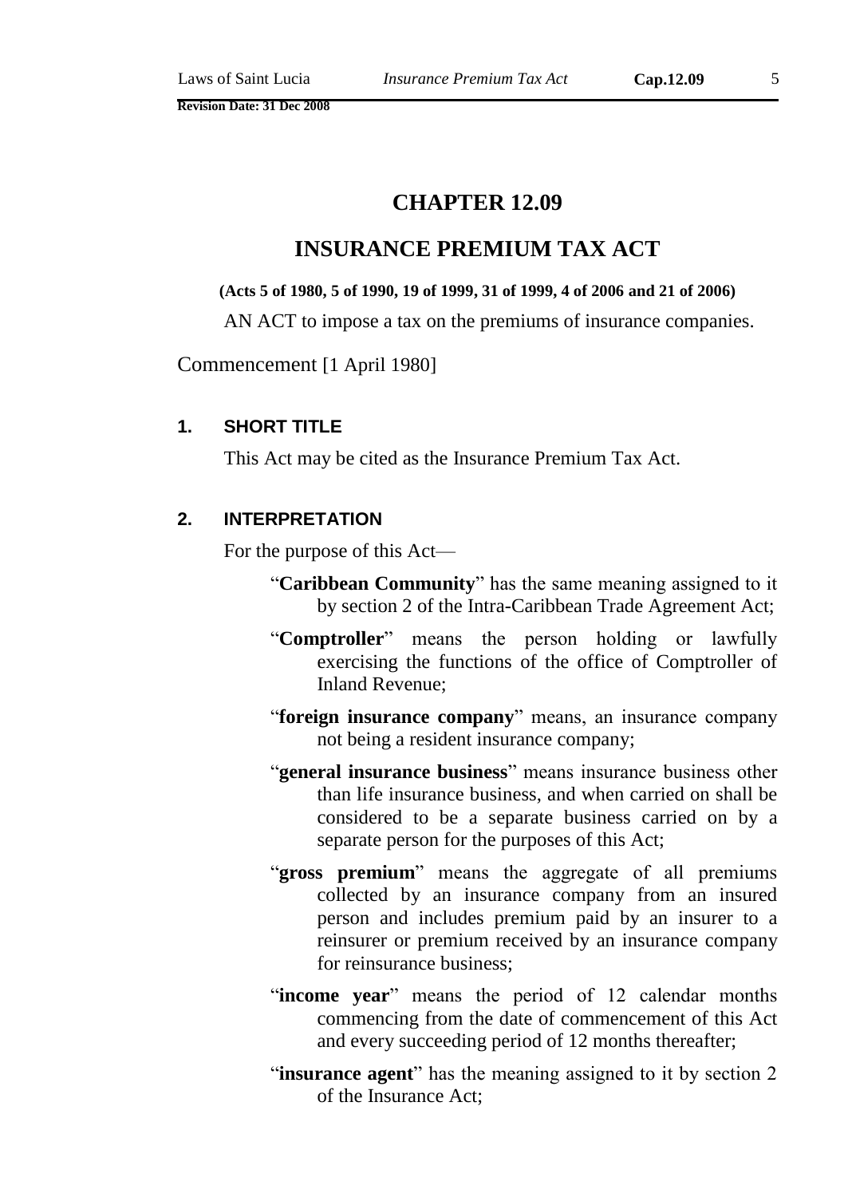# CHAPTER 12.09

# INSURANCE PREMIUM TAX ACT

**(Acts 5 of 1980, 5 of 1990, 19 of 1999, 31 of 1999, 4 of 2006 and 21 of 2006)**

AN ACT to impose a tax on the premiums of insurance companies.

Commencement [1 April 1980]

### 1. SHORT TITLE

This Act may be cited as the Insurance Premium Tax Act.

### 2. INTERPRETATION

For the purpose of this Act—

"**Caribbean Community**" has the same meaning assigned to it by section 2 of the Intra-Caribbean Trade Agreement Act;

"**Comptroller**" means the person holding or lawfully exercising the functions of the office of Comptroller of Inland Revenue;

"**foreign insurance company**" means, an insurance company not being a resident insurance company;

"**general insurance business**" means insurance business other than life insurance business, and when carried on shall be considered to be a separate business carried on by a separate person for the purposes of this Act;

"**gross premium**" means the aggregate of all premiums collected by an insurance company from an insured person and includes premium paid by an insurer to a reinsurer or premium received by an insurance company for reinsurance business;

"**income year**" means the period of 12 calendar months commencing from the date of commencement of this Act and every succeeding period of 12 months thereafter;

"**insurance agent**" has the meaning assigned to it by section 2 of the Insurance Act;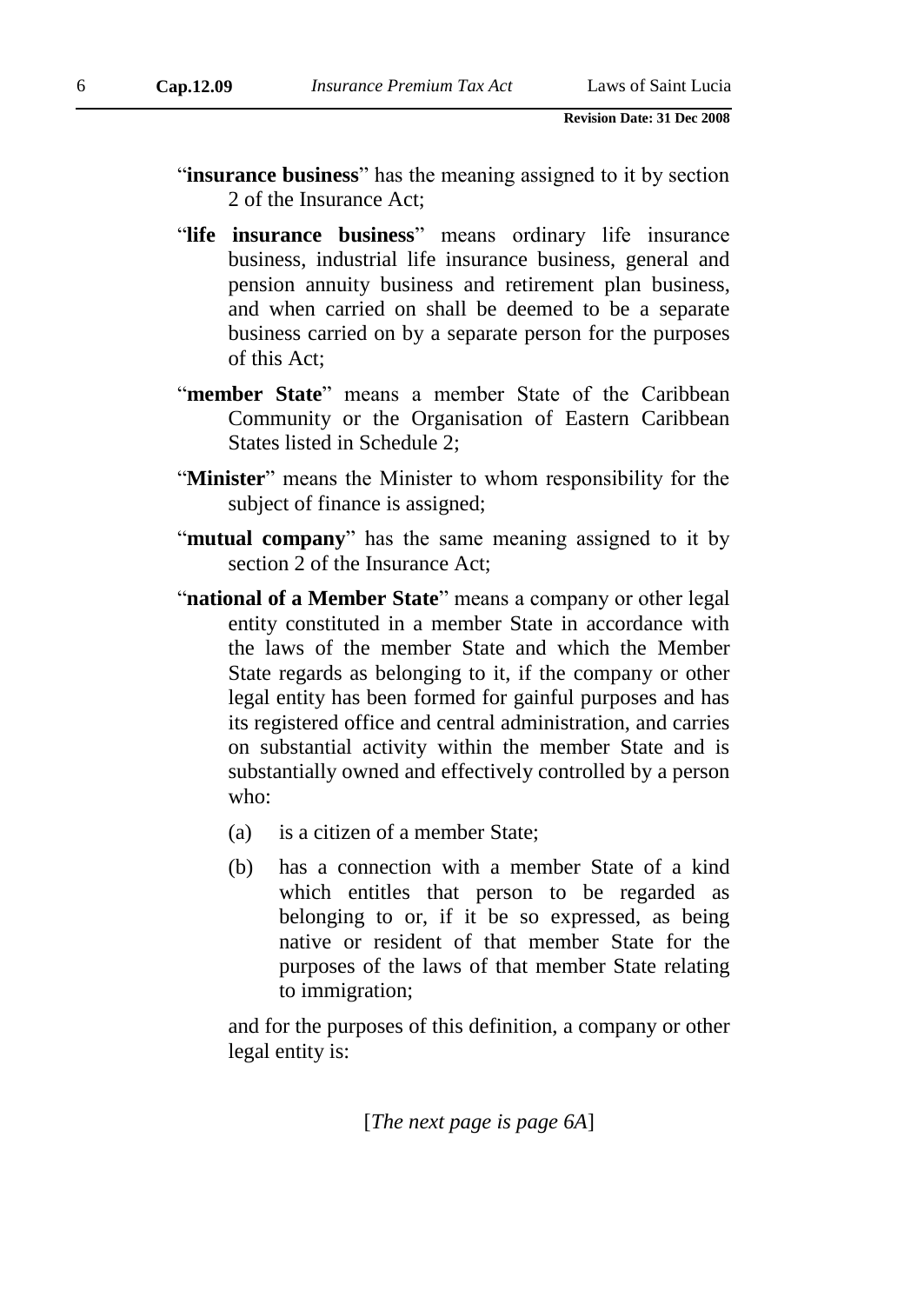"**insurance business**" has the meaning assigned to it by section 2 of the Insurance Act;

"**life insurance business**" means ordinary life insurance business, industrial life insurance business, general and pension annuity business and retirement plan business, and when carried on shall be deemed to be a separate business carried on by a separate person for the purposes of this Act;

"**member State**" means a member State of the Caribbean Community or the Organisation of Eastern Caribbean States listed in Schedule 2;

"**Minister**" means the Minister to whom responsibility for the subject of finance is assigned;

"**mutual company**" has the same meaning assigned to it by section 2 of the Insurance Act;

"**national of a Member State**" means a company or other legal entity constituted in a member State in accordance with the laws of the member State and which the Member State regards as belonging to it, if the company or other legal entity has been formed for gainful purposes and has its registered office and central administration, and carries on substantial activity within the member State and is substantially owned and effectively controlled by a person who:

(a) is a citizen of a member State;

(b) has a connection with a member State of a kind which entitles that person to be regarded as belonging to or, if it be so expressed, as being native or resident of that member State for the purposes of the laws of that member State relating to immigration;

and for the purposes of this definition, a company or other legal entity is:

[*The next page is page 6A*]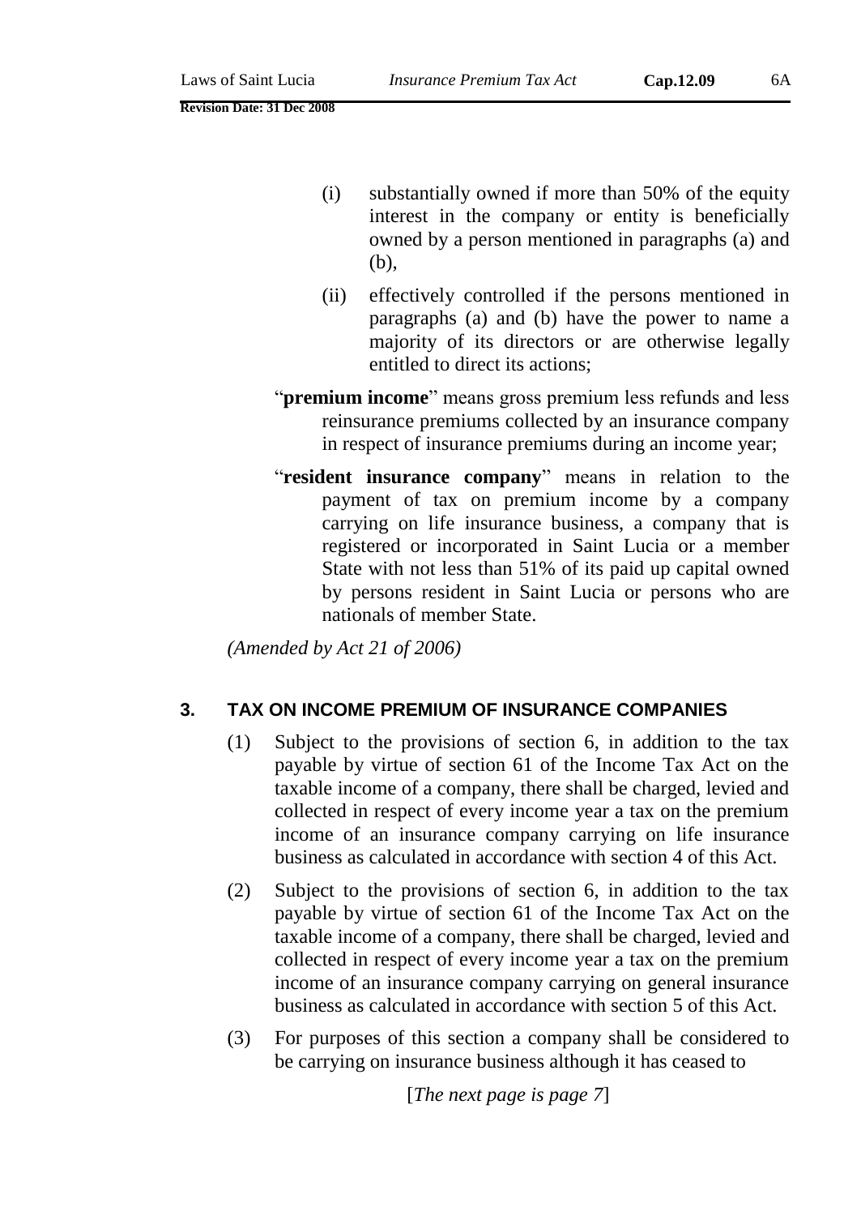(i) substantially owned if more than 50% of the equity interest in the company or entity is beneficially owned by a person mentioned in paragraphs (a) and (b),

(ii) effectively controlled if the persons mentioned in paragraphs (a) and (b) have the power to name a majority of its directors or are otherwise legally entitled to direct its actions;

"**premium income**" means gross premium less refunds and less reinsurance premiums collected by an insurance company in respect of insurance premiums during an income year;

"**resident insurance company**" means in relation to the payment of tax on premium income by a company carrying on life insurance business, a company that is registered or incorporated in Saint Lucia or a member State with not less than 51% of its paid up capital owned by persons resident in Saint Lucia or persons who are nationals of member State.

*(Amended by Act 21 of 2006)*

## 3. TAX ON INCOME PREMIUM OF INSURANCE COMPANIES

(1) Subject to the provisions of section 6, in addition to the tax payable by virtue of section 61 of the Income Tax Act on the taxable income of a company, there shall be charged, levied and collected in respect of every income year a tax on the premium income of an insurance company carrying on life insurance business as calculated in accordance with section 4 of this Act.

(2) Subject to the provisions of section 6, in addition to the tax payable by virtue of section 61 of the Income Tax Act on the taxable income of a company, there shall be charged, levied and collected in respect of every income year a tax on the premium income of an insurance company carrying on general insurance business as calculated in accordance with section 5 of this Act.

(3) For purposes of this section a company shall be considered to be carrying on insurance business although it has ceased to

[*The next page is page 7*]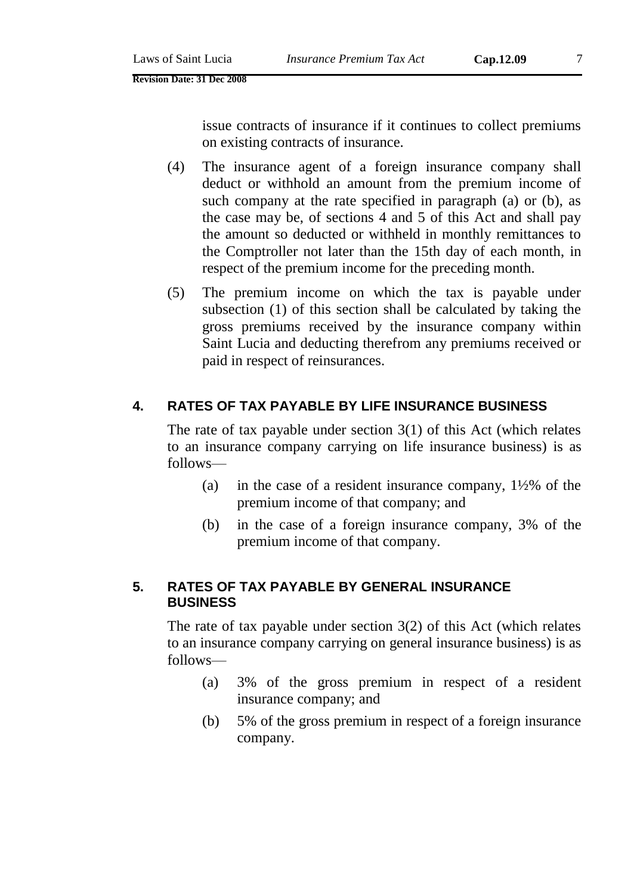issue contracts of insurance if it continues to collect premiums on existing contracts of insurance.

(4) The insurance agent of a foreign insurance company shall deduct or withhold an amount from the premium income of such company at the rate specified in paragraph (a) or (b), as the case may be, of sections 4 and 5 of this Act and shall pay the amount so deducted or withheld in monthly remittances to the Comptroller not later than the 15th day of each month, in respect of the premium income for the preceding month.

(5) The premium income on which the tax is payable under subsection (1) of this section shall be calculated by taking the gross premiums received by the insurance company within Saint Lucia and deducting therefrom any premiums received or paid in respect of reinsurances.

## 4. RATES OF TAX PAYABLE BY LIFE INSURANCE BUSINESS

The rate of tax payable under section 3(1) of this Act (which relates to an insurance company carrying on life insurance business) is as follows—

(a) in the case of a resident insurance company, 1½% of the premium income of that company; and

(b) in the case of a foreign insurance company, 3% of the premium income of that company.

## 5. RATES OF TAX PAYABLE BY GENERAL INSURANCE BUSINESS

The rate of tax payable under section 3(2) of this Act (which relates to an insurance company carrying on general insurance business) is as follows—

(a) 3% of the gross premium in respect of a resident insurance company; and

(b) 5% of the gross premium in respect of a foreign insurance company.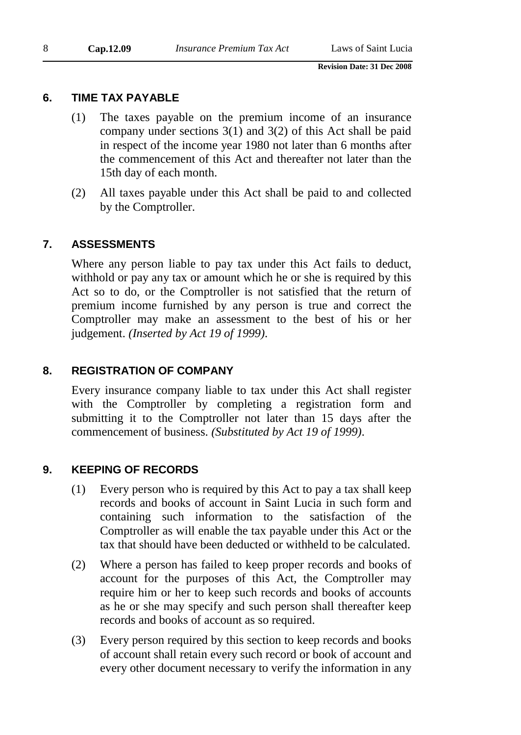## 6. TIME TAX PAYABLE

(1) The taxes payable on the premium income of an insurance company under sections 3(1) and 3(2) of this Act shall be paid in respect of the income year 1980 not later than 6 months after the commencement of this Act and thereafter not later than the 15th day of each month.

(2) All taxes payable under this Act shall be paid to and collected by the Comptroller.

## 7. ASSESSMENTS

Where any person liable to pay tax under this Act fails to deduct, withhold or pay any tax or amount which he or she is required by this Act so to do, or the Comptroller is not satisfied that the return of premium income furnished by any person is true and correct the Comptroller may make an assessment to the best of his or her judgement. *(Inserted by Act 19 of 1999).*

## 8. REGISTRATION OF COMPANY

Every insurance company liable to tax under this Act shall register with the Comptroller by completing a registration form and submitting it to the Comptroller not later than 15 days after the commencement of business. *(Substituted by Act 19 of 1999).*

## 9. KEEPING OF RECORDS

(1) Every person who is required by this Act to pay a tax shall keep records and books of account in Saint Lucia in such form and containing such information to the satisfaction of the Comptroller as will enable the tax payable under this Act or the tax that should have been deducted or withheld to be calculated.

(2) Where a person has failed to keep proper records and books of account for the purposes of this Act, the Comptroller may require him or her to keep such records and books of accounts as he or she may specify and such person shall thereafter keep records and books of account as so required.

(3) Every person required by this section to keep records and books of account shall retain every such record or book of account and every other document necessary to verify the information in any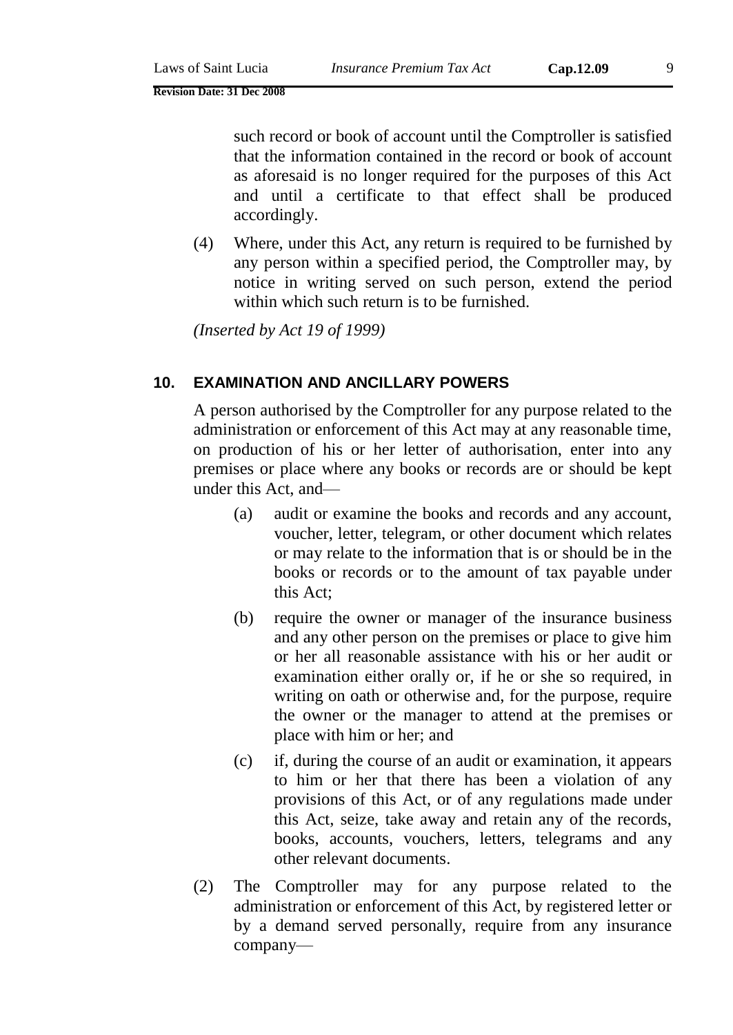such record or book of account until the Comptroller is satisfied that the information contained in the record or book of account as aforesaid is no longer required for the purposes of this Act and until a certificate to that effect shall be produced accordingly.

(4) Where, under this Act, any return is required to be furnished by any person within a specified period, the Comptroller may, by notice in writing served on such person, extend the period within which such return is to be furnished.

*(Inserted by Act 19 of 1999)*

## 10. EXAMINATION AND ANCILLARY POWERS

A person authorised by the Comptroller for any purpose related to the administration or enforcement of this Act may at any reasonable time, on production of his or her letter of authorisation, enter into any premises or place where any books or records are or should be kept under this Act, and—

(a) audit or examine the books and records and any account, voucher, letter, telegram, or other document which relates or may relate to the information that is or should be in the books or records or to the amount of tax payable under this Act;

(b) require the owner or manager of the insurance business and any other person on the premises or place to give him or her all reasonable assistance with his or her audit or examination either orally or, if he or she so required, in writing on oath or otherwise and, for the purpose, require the owner or the manager to attend at the premises or place with him or her; and

(c) if, during the course of an audit or examination, it appears to him or her that there has been a violation of any provisions of this Act, or of any regulations made under this Act, seize, take away and retain any of the records, books, accounts, vouchers, letters, telegrams and any other relevant documents.

(2) The Comptroller may for any purpose related to the administration or enforcement of this Act, by registered letter or by a demand served personally, require from any insurance company—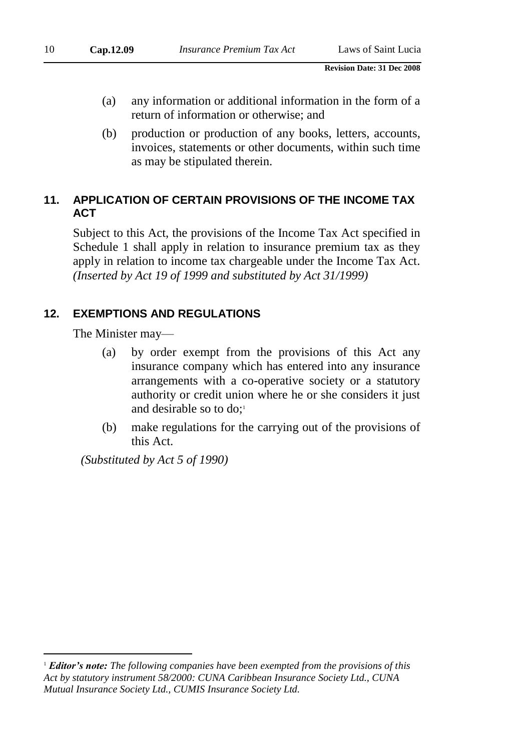(a) any information or additional information in the form of a return of information or otherwise; and

(b) production or production of any books, letters, accounts, invoices, statements or other documents, within such time as may be stipulated therein.

### 11. APPLICATION OF CERTAIN PROVISIONS OF THE INCOME TAX ACT

Subject to this Act, the provisions of the Income Tax Act specified in Schedule 1 shall apply in relation to insurance premium tax as they apply in relation to income tax chargeable under the Income Tax Act. *(Inserted by Act 19 of 1999 and substituted by Act 31/1999)*

### 12. EXEMPTIONS AND REGULATIONS

The Minister may—

(a) by order exempt from the provisions of this Act any insurance company which has entered into any insurance arrangements with a co-operative society or a statutory authority or credit union where he or she considers it just and desirable so to do;[1]

(b) make regulations for the carrying out of the provisions of this Act.

*(Substituted by Act 5 of 1990)*

---

[1] ***Editor's note:*** *The following companies have been exempted from the provisions of this Act by statutory instrument 58/2000: CUNA Caribbean Insurance Society Ltd., CUNA Mutual Insurance Society Ltd., CUMIS Insurance Society Ltd.*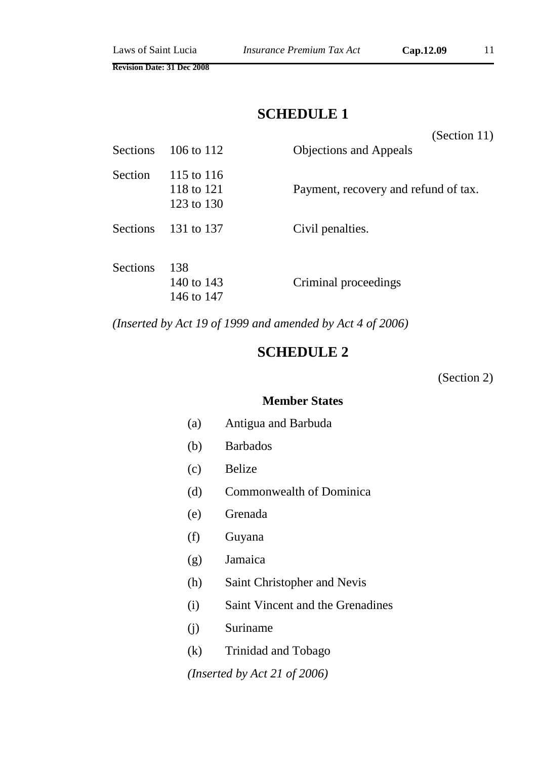## SCHEDULE 1

(Section 11)

| | | |
|---|---|---|
| Sections | 106 to 112 | Objections and Appeals |
| Section | 115 to 116<br>118 to 121<br>123 to 130 | Payment, recovery and refund of tax. |
| Sections | 131 to 137 | Civil penalties. |
| Sections | 138<br>140 to 143<br>146 to 147 | Criminal proceedings |

*(Inserted by Act 19 of 1999 and amended by Act 4 of 2006)*

## SCHEDULE 2

(Section 2)

**Member States**

(a) Antigua and Barbuda

(b) Barbados

(c) Belize

(d) Commonwealth of Dominica

(e) Grenada

(f) Guyana

(g) Jamaica

(h) Saint Christopher and Nevis

(i) Saint Vincent and the Grenadines

(j) Suriname

(k) Trinidad and Tobago

*(Inserted by Act 21 of 2006)*